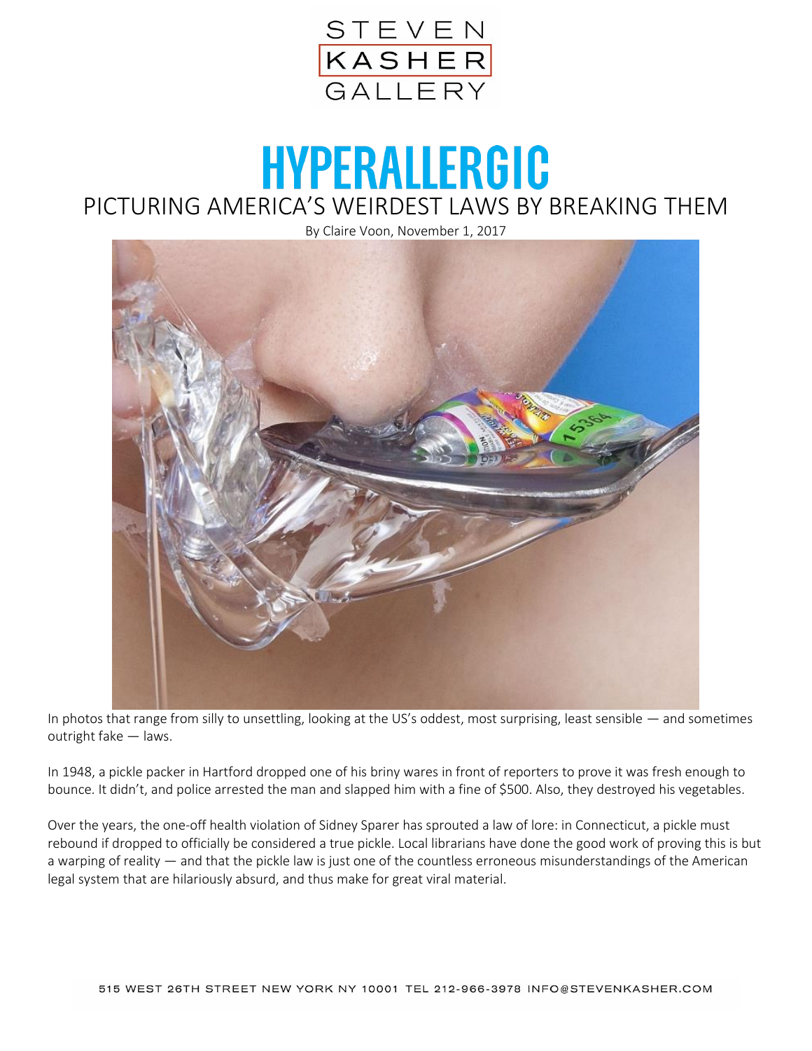# HYPERALLERGIC

## PICTURING AMERICA'S WEIRDEST LAWS BY BREAKING THEM

By Claire Voon, November 1, 2017

In photos that range from silly to unsettling, looking at the US's oddest, most surprising, least sensible — and sometimes outright fake — laws.

In 1948, a pickle packer in Hartford dropped one of his briny wares in front of reporters to prove it was fresh enough to bounce. It didn't, and police arrested the man and slapped him with a fine of $500. Also, they destroyed his vegetables.

Over the years, the one-off health violation of Sidney Sparer has sprouted a law of lore: in Connecticut, a pickle must rebound if dropped to officially be considered a true pickle. Local librarians have done the good work of proving this is but a warping of reality — and that the pickle law is just one of the countless erroneous misunderstandings of the American legal system that are hilariously absurd, and thus make for great viral material.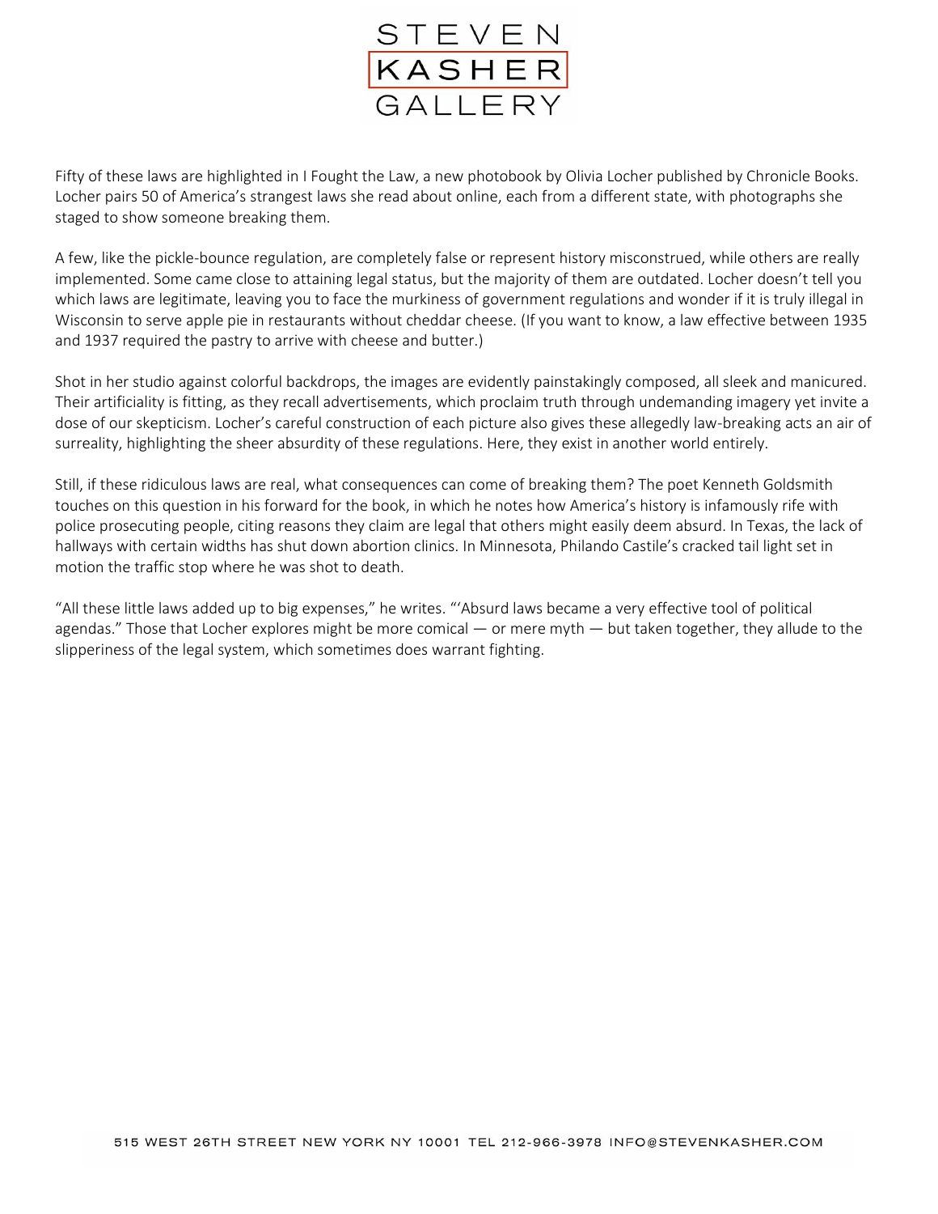Fifty of these laws are highlighted in I Fought the Law, a new photobook by Olivia Locher published by Chronicle Books. Locher pairs 50 of America's strangest laws she read about online, each from a different state, with photographs she staged to show someone breaking them.

A few, like the pickle-bounce regulation, are completely false or represent history misconstrued, while others are really implemented. Some came close to attaining legal status, but the majority of them are outdated. Locher doesn't tell you which laws are legitimate, leaving you to face the murkiness of government regulations and wonder if it is truly illegal in Wisconsin to serve apple pie in restaurants without cheddar cheese. (If you want to know, a law effective between 1935 and 1937 required the pastry to arrive with cheese and butter.)

Shot in her studio against colorful backdrops, the images are evidently painstakingly composed, all sleek and manicured. Their artificiality is fitting, as they recall advertisements, which proclaim truth through undemanding imagery yet invite a dose of our skepticism. Locher's careful construction of each picture also gives these allegedly law-breaking acts an air of surreality, highlighting the sheer absurdity of these regulations. Here, they exist in another world entirely.

Still, if these ridiculous laws are real, what consequences can come of breaking them? The poet Kenneth Goldsmith touches on this question in his forward for the book, in which he notes how America's history is infamously rife with police prosecuting people, citing reasons they claim are legal that others might easily deem absurd. In Texas, the lack of hallways with certain widths has shut down abortion clinics. In Minnesota, Philando Castile's cracked tail light set in motion the traffic stop where he was shot to death.

"All these little laws added up to big expenses," he writes. "'Absurd laws became a very effective tool of political agendas." Those that Locher explores might be more comical — or mere myth — but taken together, they allude to the slipperiness of the legal system, which sometimes does warrant fighting.